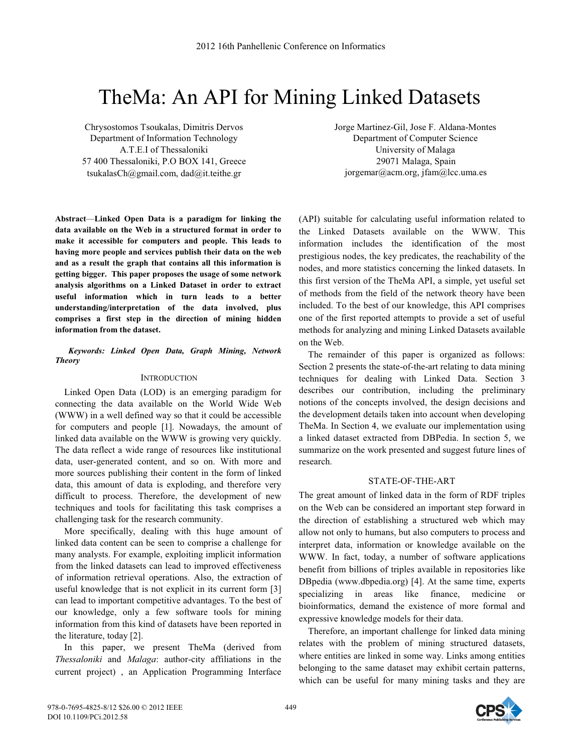# TheMa: An API for Mining Linked Datasets

Chrysostomos Tsoukalas, Dimitris Dervos
Department of Information Technology
A.T.E.I of Thessaloniki
57 400 Thessaloniki, P.O BOX 141, Greece
tsukalasCh@gmail.com, dad@it.teithe.gr

Jorge Martinez-Gil, Jose F. Aldana-Montes
Department of Computer Science
University of Malaga
29071 Malaga, Spain
jorgemar@acm.org, jfam@lcc.uma.es

**Abstract—Linked Open Data is a paradigm for linking the data available on the Web in a structured format in order to make it accessible for computers and people. This leads to having more people and services publish their data on the web and as a result the graph that contains all this information is getting bigger. This paper proposes the usage of some network analysis algorithms on a Linked Dataset in order to extract useful information which in turn leads to a better understanding/interpretation of the data involved, plus comprises a first step in the direction of mining hidden information from the dataset.**

***Keywords: Linked Open Data, Graph Mining, Network Theory***

## Introduction

Linked Open Data (LOD) is an emerging paradigm for connecting the data available on the World Wide Web (WWW) in a well defined way so that it could be accessible for computers and people [1]. Nowadays, the amount of linked data available on the WWW is growing very quickly. The data reflect a wide range of resources like institutional data, user-generated content, and so on. With more and more sources publishing their content in the form of linked data, this amount of data is exploding, and therefore very difficult to process. Therefore, the development of new techniques and tools for facilitating this task comprises a challenging task for the research community.

More specifically, dealing with this huge amount of linked data content can be seen to comprise a challenge for many analysts. For example, exploiting implicit information from the linked datasets can lead to improved effectiveness of information retrieval operations. Also, the extraction of useful knowledge that is not explicit in its current form [3] can lead to important competitive advantages. To the best of our knowledge, only a few software tools for mining information from this kind of datasets have been reported in the literature, today [2].

In this paper, we present TheMa (derived from *Thessaloniki* and *Malaga*: author-city affiliations in the current project) , an Application Programming Interface (API) suitable for calculating useful information related to the Linked Datasets available on the WWW. This information includes the identification of the most prestigious nodes, the key predicates, the reachability of the nodes, and more statistics concerning the linked datasets. In this first version of the TheMa API, a simple, yet useful set of methods from the field of the network theory have been included. To the best of our knowledge, this API comprises one of the first reported attempts to provide a set of useful methods for analyzing and mining Linked Datasets available on the Web.

The remainder of this paper is organized as follows: Section 2 presents the state-of-the-art relating to data mining techniques for dealing with Linked Data. Section 3 describes our contribution, including the preliminary notions of the concepts involved, the design decisions and the development details taken into account when developing TheMa. In Section 4, we evaluate our implementation using a linked dataset extracted from DBPedia. In section 5, we summarize on the work presented and suggest future lines of research.

## State-of-the-Art

The great amount of linked data in the form of RDF triples on the Web can be considered an important step forward in the direction of establishing a structured web which may allow not only to humans, but also computers to process and interpret data, information or knowledge available on the WWW. In fact, today, a number of software applications benefit from billions of triples available in repositories like DBpedia (www.dbpedia.org) [4]. At the same time, experts specializing in areas like finance, medicine or bioinformatics, demand the existence of more formal and expressive knowledge models for their data.

Therefore, an important challenge for linked data mining relates with the problem of mining structured datasets, where entities are linked in some way. Links among entities belonging to the same dataset may exhibit certain patterns, which can be useful for many mining tasks and they are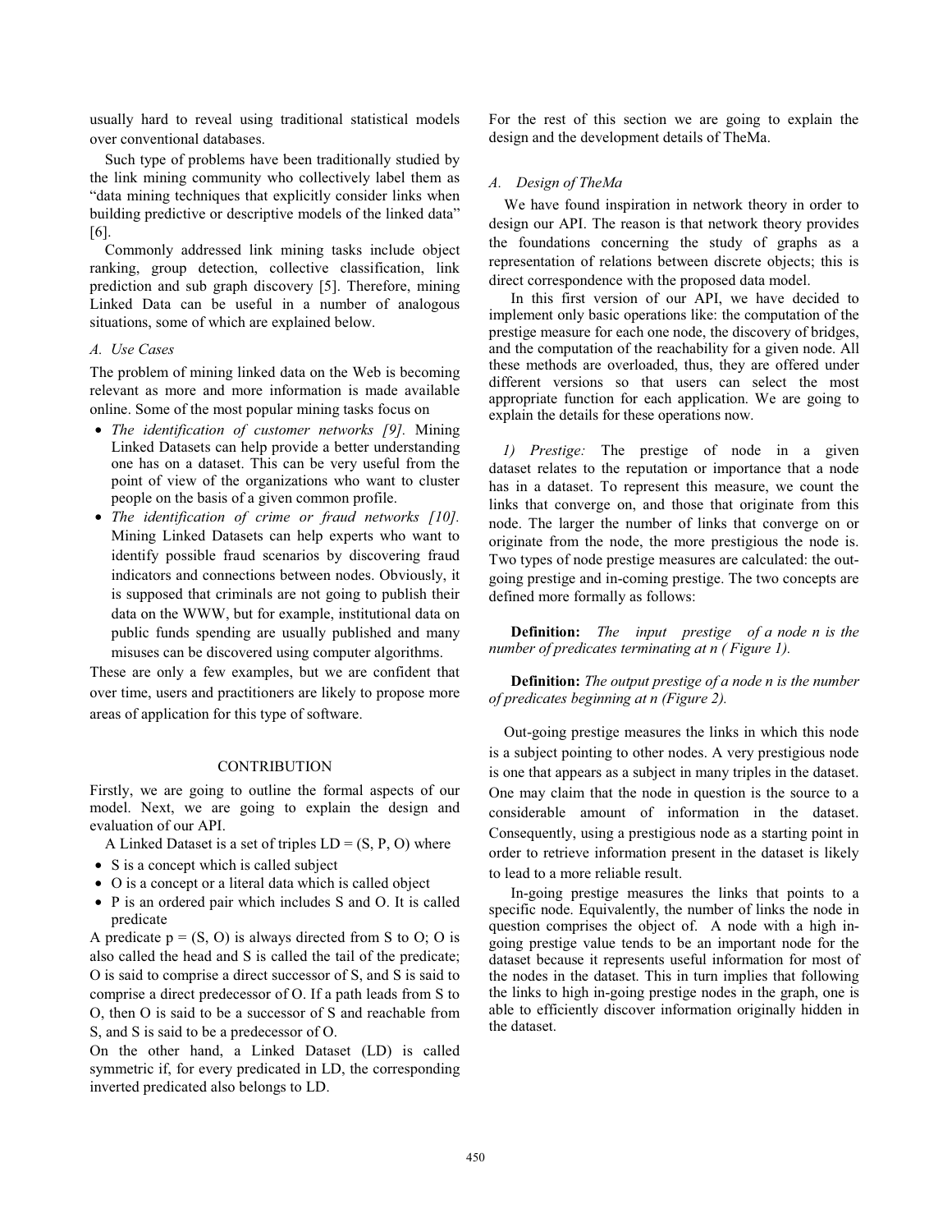usually hard to reveal using traditional statistical models over conventional databases.

Such type of problems have been traditionally studied by the link mining community who collectively label them as "data mining techniques that explicitly consider links when building predictive or descriptive models of the linked data" [6].

Commonly addressed link mining tasks include object ranking, group detection, collective classification, link prediction and sub graph discovery [5]. Therefore, mining Linked Data can be useful in a number of analogous situations, some of which are explained below.

### *A. Use Cases*

The problem of mining linked data on the Web is becoming relevant as more and more information is made available online. Some of the most popular mining tasks focus on

- *The identification of customer networks [9].* Mining Linked Datasets can help provide a better understanding one has on a dataset. This can be very useful from the point of view of the organizations who want to cluster people on the basis of a given common profile.
- *The identification of crime or fraud networks [10].* Mining Linked Datasets can help experts who want to identify possible fraud scenarios by discovering fraud indicators and connections between nodes. Obviously, it is supposed that criminals are not going to publish their data on the WWW, but for example, institutional data on public funds spending are usually published and many misuses can be discovered using computer algorithms.

These are only a few examples, but we are confident that over time, users and practitioners are likely to propose more areas of application for this type of software.

## CONTRIBUTION

Firstly, we are going to outline the formal aspects of our model. Next, we are going to explain the design and evaluation of our API.

A Linked Dataset is a set of triples LD = (S, P, O) where

- S is a concept which is called subject
- O is a concept or a literal data which is called object
- P is an ordered pair which includes S and O. It is called predicate

A predicate p = (S, O) is always directed from S to O; O is also called the head and S is called the tail of the predicate; O is said to comprise a direct successor of S, and S is said to comprise a direct predecessor of O. If a path leads from S to O, then O is said to be a successor of S and reachable from S, and S is said to be a predecessor of O.

On the other hand, a Linked Dataset (LD) is called symmetric if, for every predicated in LD, the corresponding inverted predicated also belongs to LD.

For the rest of this section we are going to explain the design and the development details of TheMa.

### *A. Design of TheMa*

We have found inspiration in network theory in order to design our API. The reason is that network theory provides the foundations concerning the study of graphs as a representation of relations between discrete objects; this is direct correspondence with the proposed data model.

In this first version of our API, we have decided to implement only basic operations like: the computation of the prestige measure for each one node, the discovery of bridges, and the computation of the reachability for a given node. All these methods are overloaded, thus, they are offered under different versions so that users can select the most appropriate function for each application. We are going to explain the details for these operations now.

*1) Prestige:* The prestige of node in a given dataset relates to the reputation or importance that a node has in a dataset. To represent this measure, we count the links that converge on, and those that originate from this node. The larger the number of links that converge on or originate from the node, the more prestigious the node is. Two types of node prestige measures are calculated: the out-going prestige and in-coming prestige. The two concepts are defined more formally as follows:

**Definition:** *The input prestige of a node n is the number of predicates terminating at n ( Figure 1).*

**Definition:** *The output prestige of a node n is the number of predicates beginning at n (Figure 2).*

Out-going prestige measures the links in which this node is a subject pointing to other nodes. A very prestigious node is one that appears as a subject in many triples in the dataset. One may claim that the node in question is the source to a considerable amount of information in the dataset. Consequently, using a prestigious node as a starting point in order to retrieve information present in the dataset is likely to lead to a more reliable result.

In-going prestige measures the links that points to a specific node. Equivalently, the number of links the node in question comprises the object of. A node with a high in-going prestige value tends to be an important node for the dataset because it represents useful information for most of the nodes in the dataset. This in turn implies that following the links to high in-going prestige nodes in the graph, one is able to efficiently discover information originally hidden in the dataset.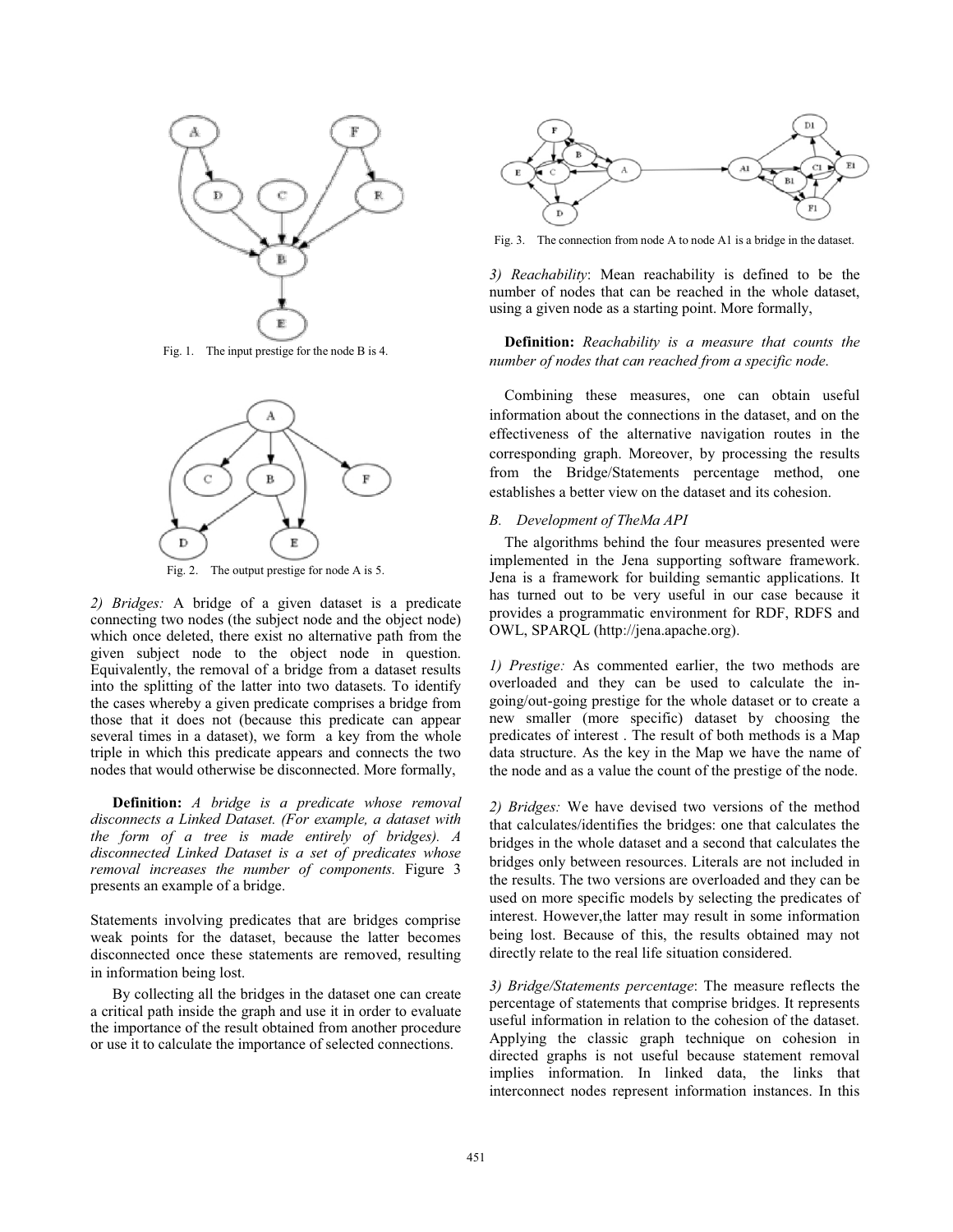Fig. 1. The input prestige for the node B is 4.

Fig. 2. The output prestige for node A is 5.

*2) Bridges:* A bridge of a given dataset is a predicate connecting two nodes (the subject node and the object node) which once deleted, there exist no alternative path from the given subject node to the object node in question. Equivalently, the removal of a bridge from a dataset results into the splitting of the latter into two datasets. To identify the cases whereby a given predicate comprises a bridge from those that it does not (because this predicate can appear several times in a dataset), we form a key from the whole triple in which this predicate appears and connects the two nodes that would otherwise be disconnected. More formally,

**Definition:** *A bridge is a predicate whose removal disconnects a Linked Dataset. (For example, a dataset with the form of a tree is made entirely of bridges). A disconnected Linked Dataset is a set of predicates whose removal increases the number of components.* Figure 3 presents an example of a bridge.

Statements involving predicates that are bridges comprise weak points for the dataset, because the latter becomes disconnected once these statements are removed, resulting in information being lost.

By collecting all the bridges in the dataset one can create a critical path inside the graph and use it in order to evaluate the importance of the result obtained from another procedure or use it to calculate the importance of selected connections.

Fig. 3. The connection from node A to node A1 is a bridge in the dataset.

*3) Reachability*: Mean reachability is defined to be the number of nodes that can be reached in the whole dataset, using a given node as a starting point. More formally,

**Definition:** *Reachability is a measure that counts the number of nodes that can reached from a specific node.*

Combining these measures, one can obtain useful information about the connections in the dataset, and on the effectiveness of the alternative navigation routes in the corresponding graph. Moreover, by processing the results from the Bridge/Statements percentage method, one establishes a better view on the dataset and its cohesion.

### *B. Development of TheMa API*

The algorithms behind the four measures presented were implemented in the Jena supporting software framework. Jena is a framework for building semantic applications. It has turned out to be very useful in our case because it provides a programmatic environment for RDF, RDFS and OWL, SPARQL (http://jena.apache.org).

*1) Prestige:* As commented earlier, the two methods are overloaded and they can be used to calculate the in-going/out-going prestige for the whole dataset or to create a new smaller (more specific) dataset by choosing the predicates of interest . The result of both methods is a Map data structure. As the key in the Map we have the name of the node and as a value the count of the prestige of the node.

*2) Bridges:* We have devised two versions of the method that calculates/identifies the bridges: one that calculates the bridges in the whole dataset and a second that calculates the bridges only between resources. Literals are not included in the results. The two versions are overloaded and they can be used on more specific models by selecting the predicates of interest. However,the latter may result in some information being lost. Because of this, the results obtained may not directly relate to the real life situation considered.

*3) Bridge/Statements percentage*: The measure reflects the percentage of statements that comprise bridges. It represents useful information in relation to the cohesion of the dataset. Applying the classic graph technique on cohesion in directed graphs is not useful because statement removal implies information. In linked data, the links that interconnect nodes represent information instances. In this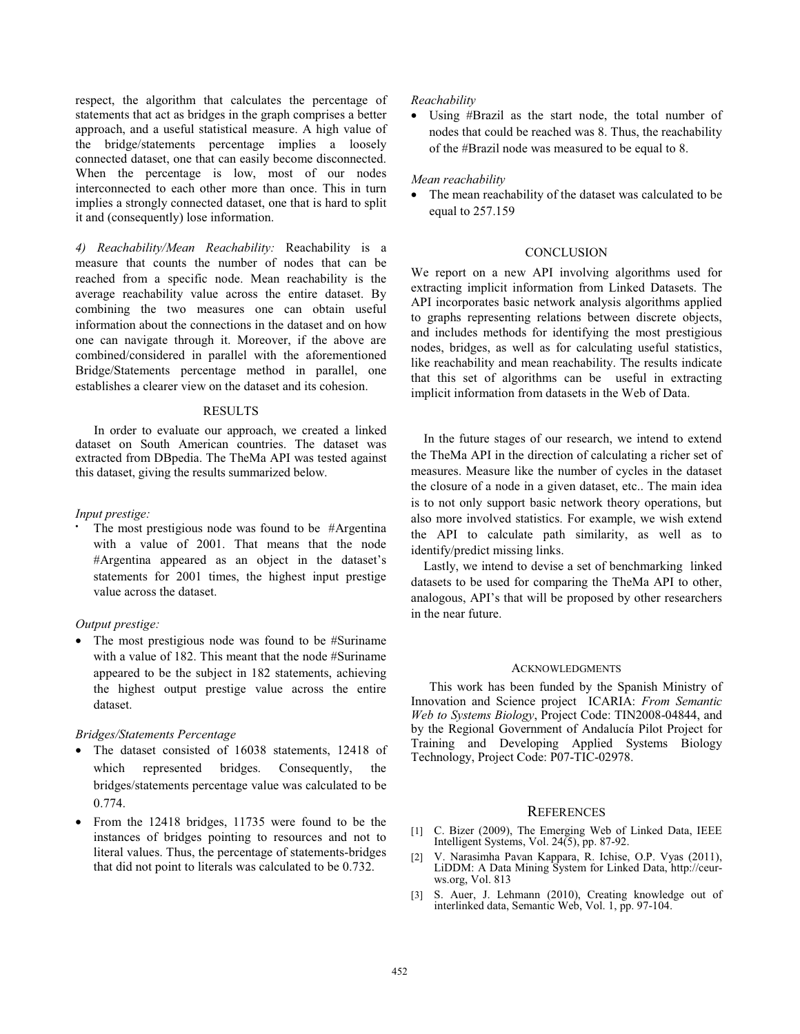respect, the algorithm that calculates the percentage of statements that act as bridges in the graph comprises a better approach, and a useful statistical measure. A high value of the bridge/statements percentage implies a loosely connected dataset, one that can easily become disconnected. When the percentage is low, most of our nodes interconnected to each other more than once. This in turn implies a strongly connected dataset, one that is hard to split it and (consequently) lose information.

*4) Reachability/Mean Reachability:* Reachability is a measure that counts the number of nodes that can be reached from a specific node. Mean reachability is the average reachability value across the entire dataset. By combining the two measures one can obtain useful information about the connections in the dataset and on how one can navigate through it. Moreover, if the above are combined/considered in parallel with the aforementioned Bridge/Statements percentage method in parallel, one establishes a clearer view on the dataset and its cohesion.

## RESULTS

In order to evaluate our approach, we created a linked dataset on South American countries. The dataset was extracted from DBpedia. The TheMa API was tested against this dataset, giving the results summarized below.

*Input prestige:*

- The most prestigious node was found to be #Argentina with a value of 2001. That means that the node #Argentina appeared as an object in the dataset's statements for 2001 times, the highest input prestige value across the dataset.

*Output prestige:*

- The most prestigious node was found to be #Suriname with a value of 182. This meant that the node #Suriname appeared to be the subject in 182 statements, achieving the highest output prestige value across the entire dataset.

*Bridges/Statements Percentage*

- The dataset consisted of 16038 statements, 12418 of which represented bridges. Consequently, the bridges/statements percentage value was calculated to be 0.774.
- From the 12418 bridges, 11735 were found to be the instances of bridges pointing to resources and not to literal values. Thus, the percentage of statements-bridges that did not point to literals was calculated to be 0.732.

*Reachability*

- Using #Brazil as the start node, the total number of nodes that could be reached was 8. Thus, the reachability of the #Brazil node was measured to be equal to 8.

*Mean reachability*

- The mean reachability of the dataset was calculated to be equal to 257.159

## CONCLUSION

We report on a new API involving algorithms used for extracting implicit information from Linked Datasets. The API incorporates basic network analysis algorithms applied to graphs representing relations between discrete objects, and includes methods for identifying the most prestigious nodes, bridges, as well as for calculating useful statistics, like reachability and mean reachability. The results indicate that this set of algorithms can be useful in extracting implicit information from datasets in the Web of Data.

In the future stages of our research, we intend to extend the TheMa API in the direction of calculating a richer set of measures. Measure like the number of cycles in the dataset the closure of a node in a given dataset, etc.. The main idea is to not only support basic network theory operations, but also more involved statistics. For example, we wish extend the API to calculate path similarity, as well as to identify/predict missing links.

Lastly, we intend to devise a set of benchmarking linked datasets to be used for comparing the TheMa API to other, analogous, API's that will be proposed by other researchers in the near future.

## ACKNOWLEDGMENTS

This work has been funded by the Spanish Ministry of Innovation and Science project ICARIA: *From Semantic Web to Systems Biology*, Project Code: TIN2008-04844, and by the Regional Government of Andalucía Pilot Project for Training and Developing Applied Systems Biology Technology, Project Code: P07-TIC-02978.

## REFERENCES

[1] C. Bizer (2009), The Emerging Web of Linked Data, IEEE Intelligent Systems, Vol. 24(5), pp. 87-92.

[2] V. Narasimha Pavan Kappara, R. Ichise, O.P. Vyas (2011), LiDDM: A Data Mining System for Linked Data, http://ceur-ws.org, Vol. 813

[3] S. Auer, J. Lehmann (2010), Creating knowledge out of interlinked data, Semantic Web, Vol. 1, pp. 97-104.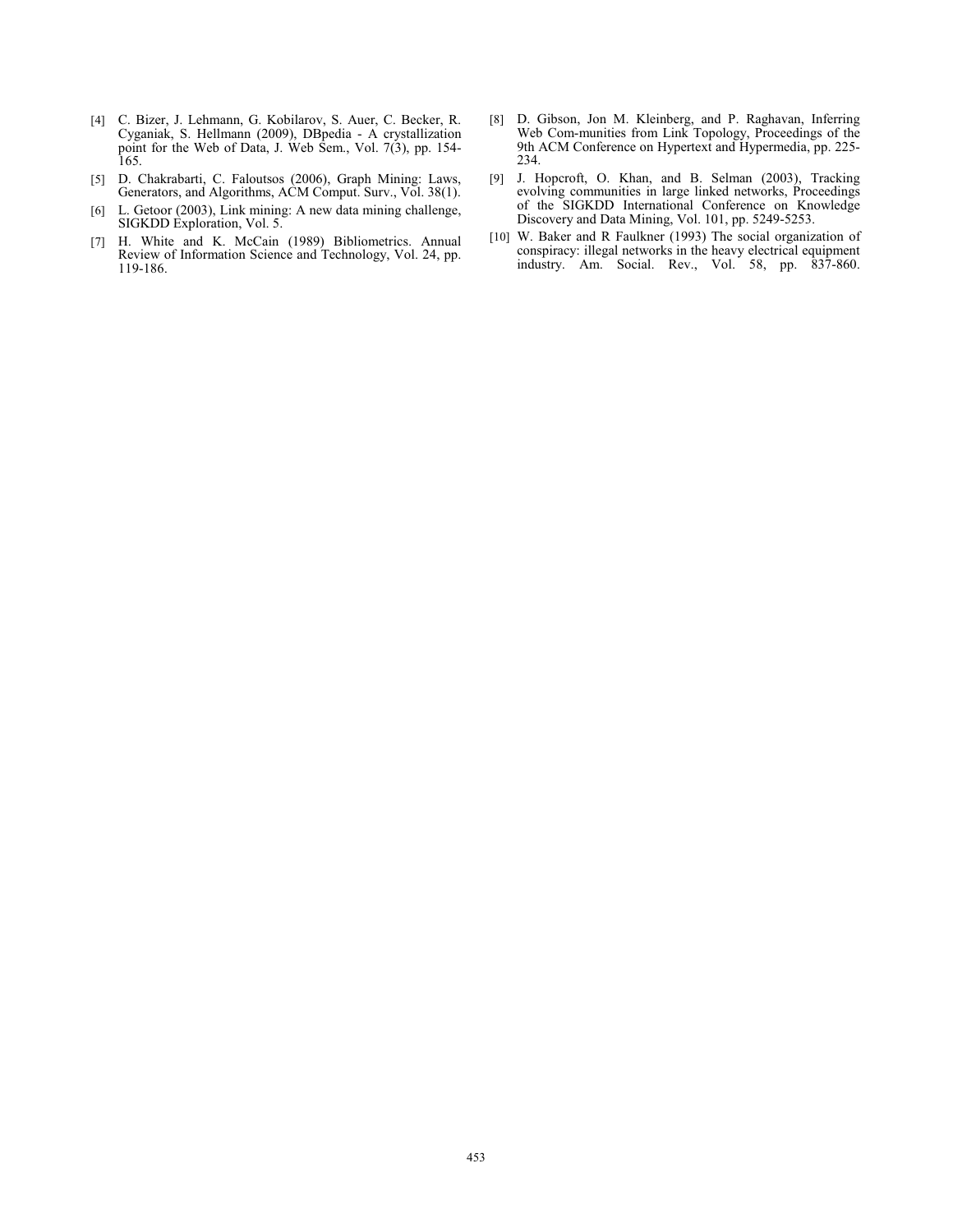[4] C. Bizer, J. Lehmann, G. Kobilarov, S. Auer, C. Becker, R. Cyganiak, S. Hellmann (2009), DBpedia - A crystallization point for the Web of Data, J. Web Sem., Vol. 7(3), pp. 154-165.

[5] D. Chakrabarti, C. Faloutsos (2006), Graph Mining: Laws, Generators, and Algorithms, ACM Comput. Surv., Vol. 38(1).

[6] L. Getoor (2003), Link mining: A new data mining challenge, SIGKDD Exploration, Vol. 5.

[7] H. White and K. McCain (1989) Bibliometrics. Annual Review of Information Science and Technology, Vol. 24, pp. 119-186.

[8] D. Gibson, Jon M. Kleinberg, and P. Raghavan, Inferring Web Com-munities from Link Topology, Proceedings of the 9th ACM Conference on Hypertext and Hypermedia, pp. 225-234.

[9] J. Hopcroft, O. Khan, and B. Selman (2003), Tracking evolving communities in large linked networks, Proceedings of the SIGKDD International Conference on Knowledge Discovery and Data Mining, Vol. 101, pp. 5249-5253.

[10] W. Baker and R Faulkner (1993) The social organization of conspiracy: illegal networks in the heavy electrical equipment industry. Am. Social. Rev., Vol. 58, pp. 837-860.